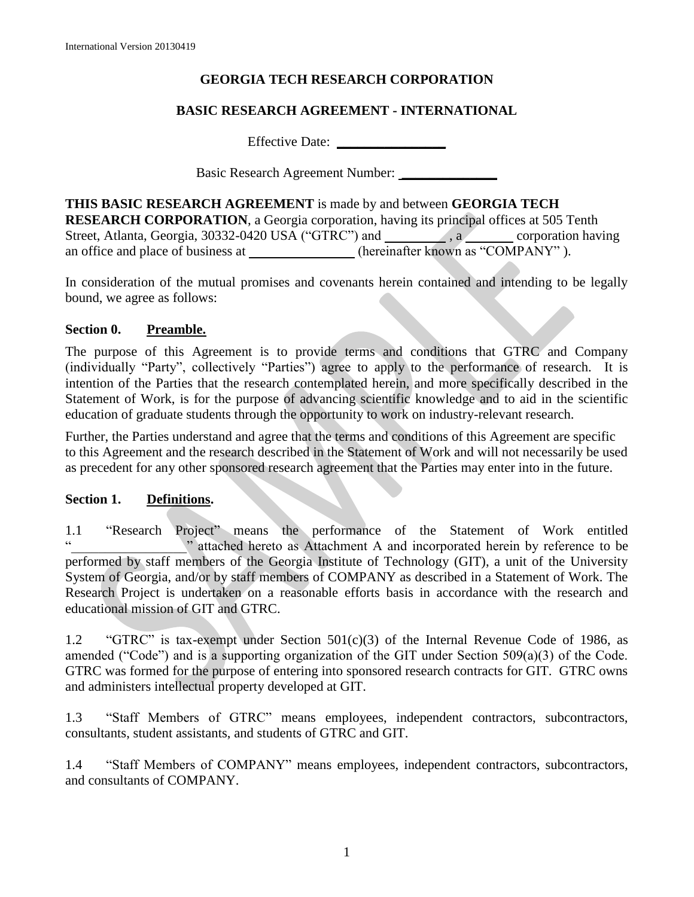International Version 20130419

# GEORGIA TECH RESEARCH CORPORATION

## BASIC RESEARCH AGREEMENT - INTERNATIONAL

Effective Date: ________________

Basic Research Agreement Number: ______________

**THIS BASIC RESEARCH AGREEMENT** is made by and between **GEORGIA TECH RESEARCH CORPORATION**, a Georgia corporation, having its principal offices at 505 Tenth Street, Atlanta, Georgia, 30332-0420 USA ("GTRC") and _________ , a _______ corporation having an office and place of business at ________________ (hereinafter known as "COMPANY" ).

In consideration of the mutual promises and covenants herein contained and intending to be legally bound, we agree as follows:

### Section 0. Preamble.

The purpose of this Agreement is to provide terms and conditions that GTRC and Company (individually "Party", collectively "Parties") agree to apply to the performance of research. It is intention of the Parties that the research contemplated herein, and more specifically described in the Statement of Work, is for the purpose of advancing scientific knowledge and to aid in the scientific education of graduate students through the opportunity to work on industry-relevant research.

Further, the Parties understand and agree that the terms and conditions of this Agreement are specific to this Agreement and the research described in the Statement of Work and will not necessarily be used as precedent for any other sponsored research agreement that the Parties may enter into in the future.

### Section 1. Definitions.

1.1 "Research Project" means the performance of the Statement of Work entitled "________________" attached hereto as Attachment A and incorporated herein by reference to be performed by staff members of the Georgia Institute of Technology (GIT), a unit of the University System of Georgia, and/or by staff members of COMPANY as described in a Statement of Work. The Research Project is undertaken on a reasonable efforts basis in accordance with the research and educational mission of GIT and GTRC.

1.2 "GTRC" is tax-exempt under Section 501(c)(3) of the Internal Revenue Code of 1986, as amended ("Code") and is a supporting organization of the GIT under Section 509(a)(3) of the Code. GTRC was formed for the purpose of entering into sponsored research contracts for GIT. GTRC owns and administers intellectual property developed at GIT.

1.3 "Staff Members of GTRC" means employees, independent contractors, subcontractors, consultants, student assistants, and students of GTRC and GIT.

1.4 "Staff Members of COMPANY" means employees, independent contractors, subcontractors, and consultants of COMPANY.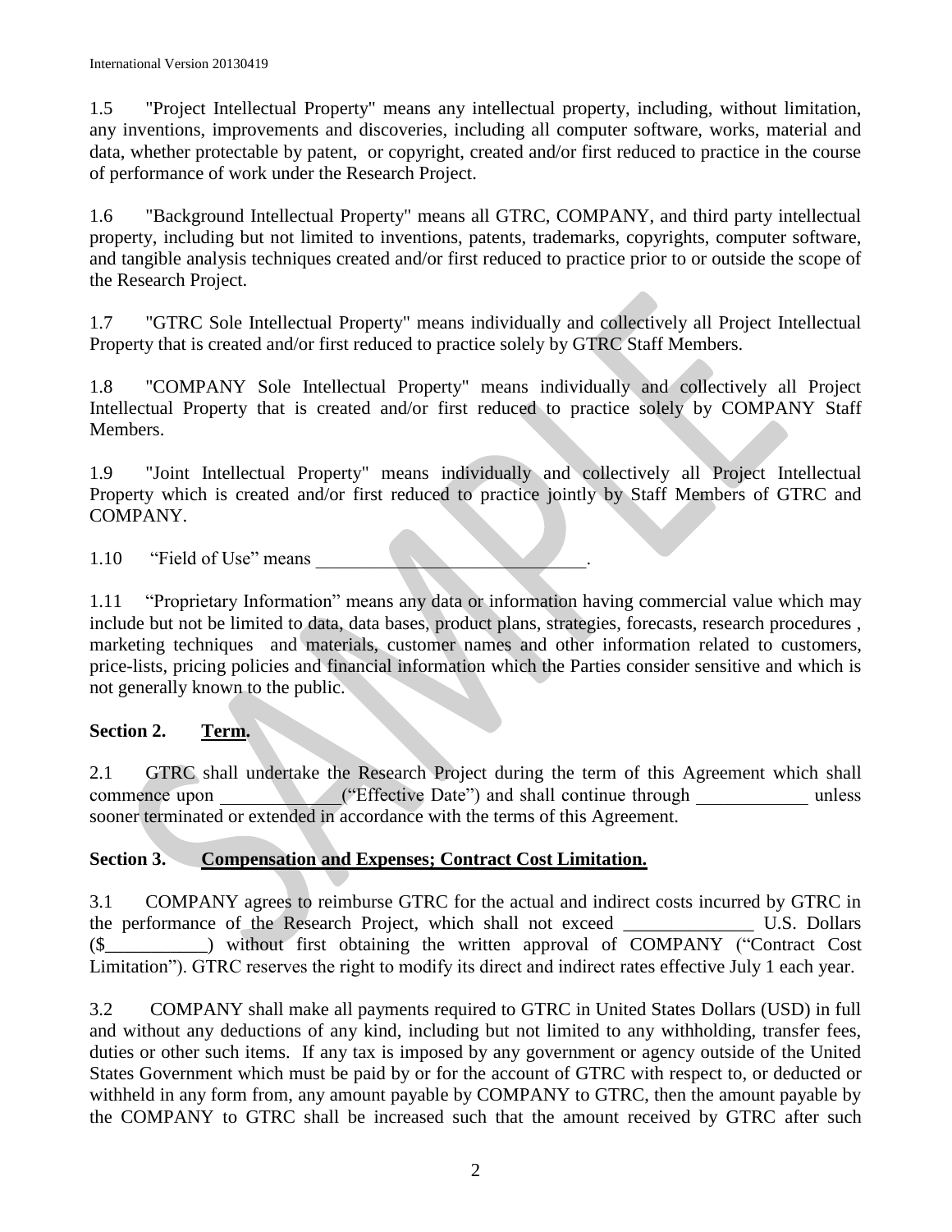1.5 "Project Intellectual Property" means any intellectual property, including, without limitation, any inventions, improvements and discoveries, including all computer software, works, material and data, whether protectable by patent, or copyright, created and/or first reduced to practice in the course of performance of work under the Research Project.

1.6 "Background Intellectual Property" means all GTRC, COMPANY, and third party intellectual property, including but not limited to inventions, patents, trademarks, copyrights, computer software, and tangible analysis techniques created and/or first reduced to practice prior to or outside the scope of the Research Project.

1.7 "GTRC Sole Intellectual Property" means individually and collectively all Project Intellectual Property that is created and/or first reduced to practice solely by GTRC Staff Members.

1.8 "COMPANY Sole Intellectual Property" means individually and collectively all Project Intellectual Property that is created and/or first reduced to practice solely by COMPANY Staff Members.

1.9 "Joint Intellectual Property" means individually and collectively all Project Intellectual Property which is created and/or first reduced to practice jointly by Staff Members of GTRC and COMPANY.

1.10 "Field of Use" means _____________________________.

1.11 "Proprietary Information" means any data or information having commercial value which may include but not be limited to data, data bases, product plans, strategies, forecasts, research procedures , marketing techniques and materials, customer names and other information related to customers, price-lists, pricing policies and financial information which the Parties consider sensitive and which is not generally known to the public.

**Section 2. Term.**

2.1 GTRC shall undertake the Research Project during the term of this Agreement which shall commence upon _____________("Effective Date") and shall continue through ____________ unless sooner terminated or extended in accordance with the terms of this Agreement.

**Section 3. Compensation and Expenses; Contract Cost Limitation.**

3.1 COMPANY agrees to reimburse GTRC for the actual and indirect costs incurred by GTRC in the performance of the Research Project, which shall not exceed ______________ U.S. Dollars ($___________) without first obtaining the written approval of COMPANY ("Contract Cost Limitation"). GTRC reserves the right to modify its direct and indirect rates effective July 1 each year.

3.2 COMPANY shall make all payments required to GTRC in United States Dollars (USD) in full and without any deductions of any kind, including but not limited to any withholding, transfer fees, duties or other such items. If any tax is imposed by any government or agency outside of the United States Government which must be paid by or for the account of GTRC with respect to, or deducted or withheld in any form from, any amount payable by COMPANY to GTRC, then the amount payable by the COMPANY to GTRC shall be increased such that the amount received by GTRC after such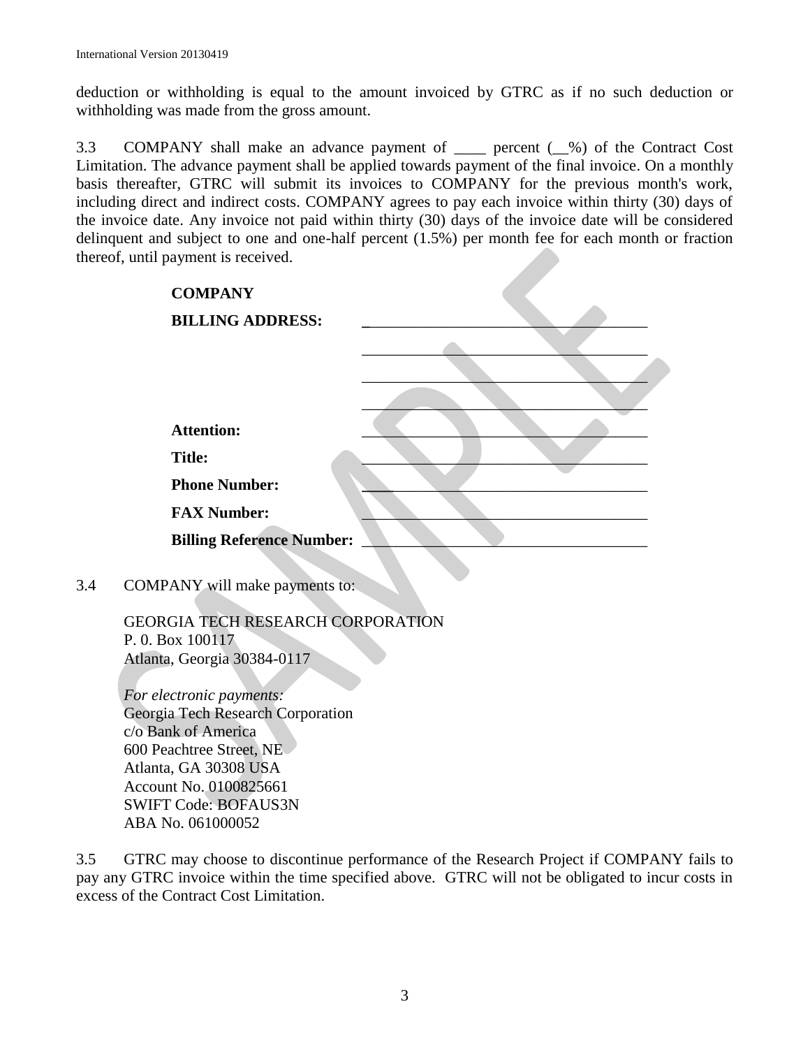deduction or withholding is equal to the amount invoiced by GTRC as if no such deduction or withholding was made from the gross amount.

3.3 COMPANY shall make an advance payment of ____ percent (__%) of the Contract Cost Limitation. The advance payment shall be applied towards payment of the final invoice. On a monthly basis thereafter, GTRC will submit its invoices to COMPANY for the previous month's work, including direct and indirect costs. COMPANY agrees to pay each invoice within thirty (30) days of the invoice date. Any invoice not paid within thirty (30) days of the invoice date will be considered delinquent and subject to one and one-half percent (1.5%) per month fee for each month or fraction thereof, until payment is received.

**COMPANY**

**BILLING ADDRESS:** ____________________________________

____________________________________

____________________________________

____________________________________

**Attention:** ____________________________________

**Title:** ____________________________________

**Phone Number:** ____________________________________

**FAX Number:** ____________________________________

**Billing Reference Number:** ____________________________________

3.4 COMPANY will make payments to:

GEORGIA TECH RESEARCH CORPORATION
P. 0. Box 100117
Atlanta, Georgia 30384-0117

*For electronic payments:*
Georgia Tech Research Corporation
c/o Bank of America
600 Peachtree Street, NE
Atlanta, GA 30308 USA
Account No. 0100825661
SWIFT Code: BOFAUS3N
ABA No. 061000052

3.5 GTRC may choose to discontinue performance of the Research Project if COMPANY fails to pay any GTRC invoice within the time specified above. GTRC will not be obligated to incur costs in excess of the Contract Cost Limitation.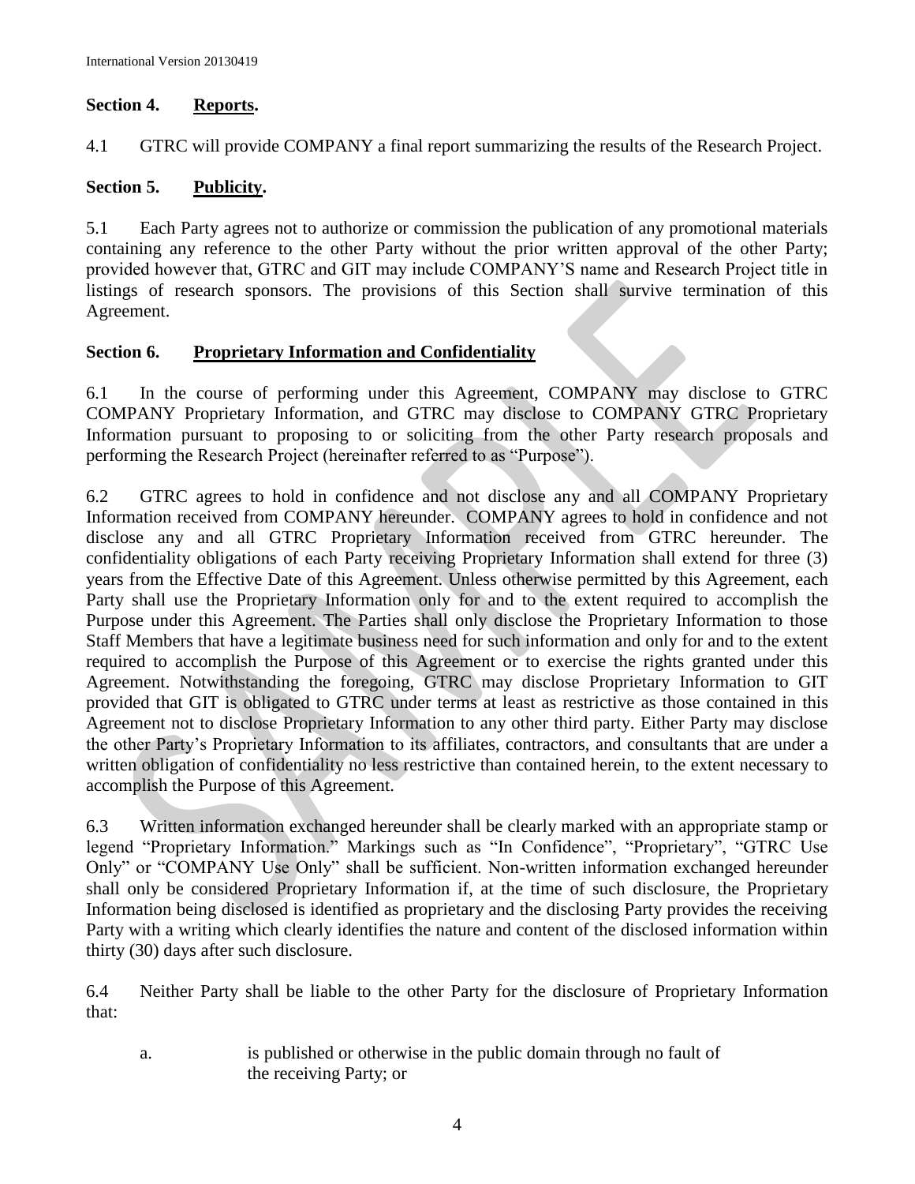## Section 4. Reports.

4.1 GTRC will provide COMPANY a final report summarizing the results of the Research Project.

## Section 5. Publicity.

5.1 Each Party agrees not to authorize or commission the publication of any promotional materials containing any reference to the other Party without the prior written approval of the other Party; provided however that, GTRC and GIT may include COMPANY'S name and Research Project title in listings of research sponsors. The provisions of this Section shall survive termination of this Agreement.

## Section 6. Proprietary Information and Confidentiality

6.1 In the course of performing under this Agreement, COMPANY may disclose to GTRC COMPANY Proprietary Information, and GTRC may disclose to COMPANY GTRC Proprietary Information pursuant to proposing to or soliciting from the other Party research proposals and performing the Research Project (hereinafter referred to as "Purpose").

6.2 GTRC agrees to hold in confidence and not disclose any and all COMPANY Proprietary Information received from COMPANY hereunder. COMPANY agrees to hold in confidence and not disclose any and all GTRC Proprietary Information received from GTRC hereunder. The confidentiality obligations of each Party receiving Proprietary Information shall extend for three (3) years from the Effective Date of this Agreement. Unless otherwise permitted by this Agreement, each Party shall use the Proprietary Information only for and to the extent required to accomplish the Purpose under this Agreement. The Parties shall only disclose the Proprietary Information to those Staff Members that have a legitimate business need for such information and only for and to the extent required to accomplish the Purpose of this Agreement or to exercise the rights granted under this Agreement. Notwithstanding the foregoing, GTRC may disclose Proprietary Information to GIT provided that GIT is obligated to GTRC under terms at least as restrictive as those contained in this Agreement not to disclose Proprietary Information to any other third party. Either Party may disclose the other Party's Proprietary Information to its affiliates, contractors, and consultants that are under a written obligation of confidentiality no less restrictive than contained herein, to the extent necessary to accomplish the Purpose of this Agreement.

6.3 Written information exchanged hereunder shall be clearly marked with an appropriate stamp or legend "Proprietary Information." Markings such as "In Confidence", "Proprietary", "GTRC Use Only" or "COMPANY Use Only" shall be sufficient. Non-written information exchanged hereunder shall only be considered Proprietary Information if, at the time of such disclosure, the Proprietary Information being disclosed is identified as proprietary and the disclosing Party provides the receiving Party with a writing which clearly identifies the nature and content of the disclosed information within thirty (30) days after such disclosure.

6.4 Neither Party shall be liable to the other Party for the disclosure of Proprietary Information that:

a. is published or otherwise in the public domain through no fault of the receiving Party; or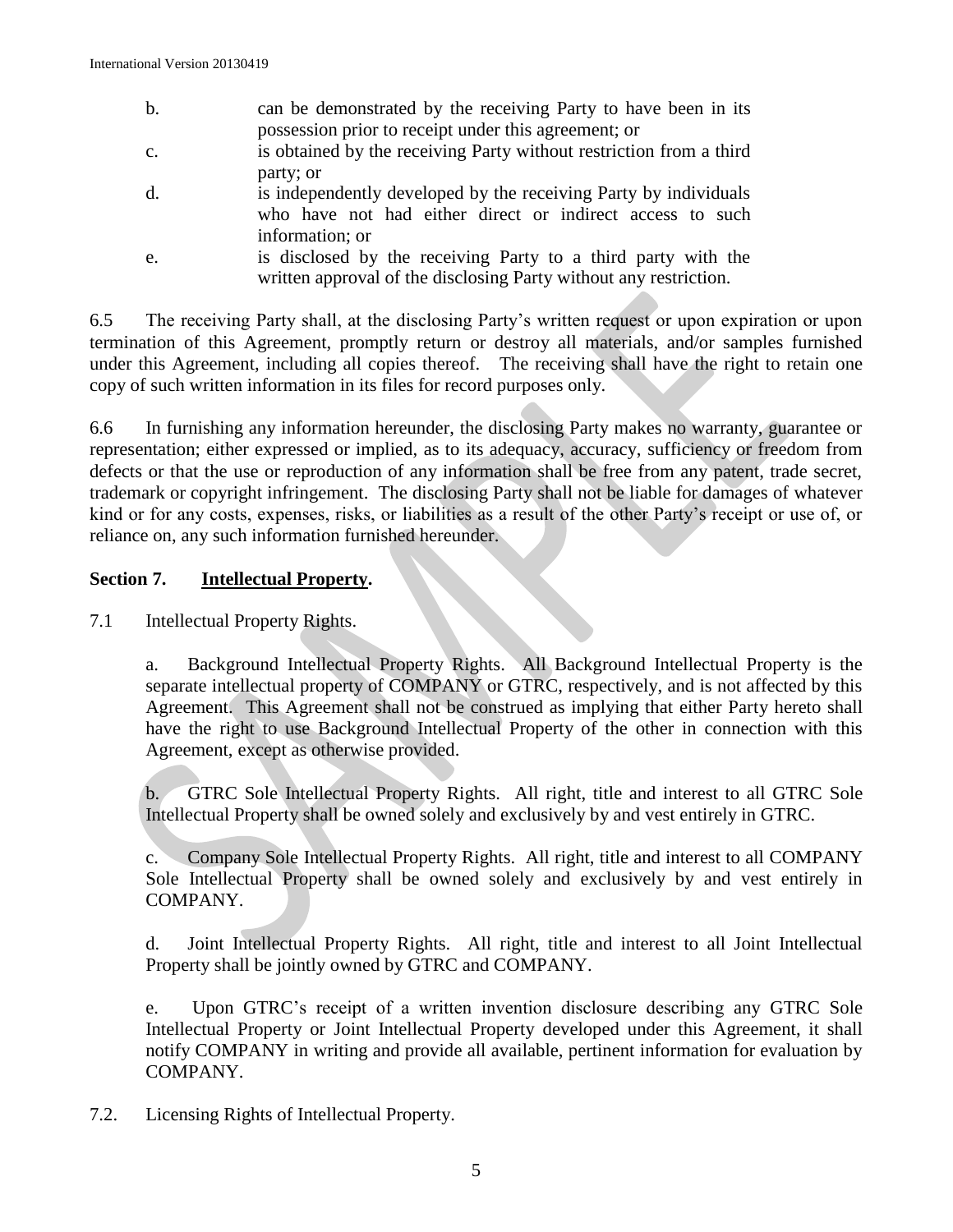b. can be demonstrated by the receiving Party to have been in its possession prior to receipt under this agreement; or

c. is obtained by the receiving Party without restriction from a third party; or

d. is independently developed by the receiving Party by individuals who have not had either direct or indirect access to such information; or

e. is disclosed by the receiving Party to a third party with the written approval of the disclosing Party without any restriction.

6.5 The receiving Party shall, at the disclosing Party's written request or upon expiration or upon termination of this Agreement, promptly return or destroy all materials, and/or samples furnished under this Agreement, including all copies thereof. The receiving shall have the right to retain one copy of such written information in its files for record purposes only.

6.6 In furnishing any information hereunder, the disclosing Party makes no warranty, guarantee or representation; either expressed or implied, as to its adequacy, accuracy, sufficiency or freedom from defects or that the use or reproduction of any information shall be free from any patent, trade secret, trademark or copyright infringement. The disclosing Party shall not be liable for damages of whatever kind or for any costs, expenses, risks, or liabilities as a result of the other Party's receipt or use of, or reliance on, any such information furnished hereunder.

## Section 7. Intellectual Property.

7.1 Intellectual Property Rights.

a. Background Intellectual Property Rights. All Background Intellectual Property is the separate intellectual property of COMPANY or GTRC, respectively, and is not affected by this Agreement. This Agreement shall not be construed as implying that either Party hereto shall have the right to use Background Intellectual Property of the other in connection with this Agreement, except as otherwise provided.

b. GTRC Sole Intellectual Property Rights. All right, title and interest to all GTRC Sole Intellectual Property shall be owned solely and exclusively by and vest entirely in GTRC.

c. Company Sole Intellectual Property Rights. All right, title and interest to all COMPANY Sole Intellectual Property shall be owned solely and exclusively by and vest entirely in COMPANY.

d. Joint Intellectual Property Rights. All right, title and interest to all Joint Intellectual Property shall be jointly owned by GTRC and COMPANY.

e. Upon GTRC's receipt of a written invention disclosure describing any GTRC Sole Intellectual Property or Joint Intellectual Property developed under this Agreement, it shall notify COMPANY in writing and provide all available, pertinent information for evaluation by COMPANY.

7.2. Licensing Rights of Intellectual Property.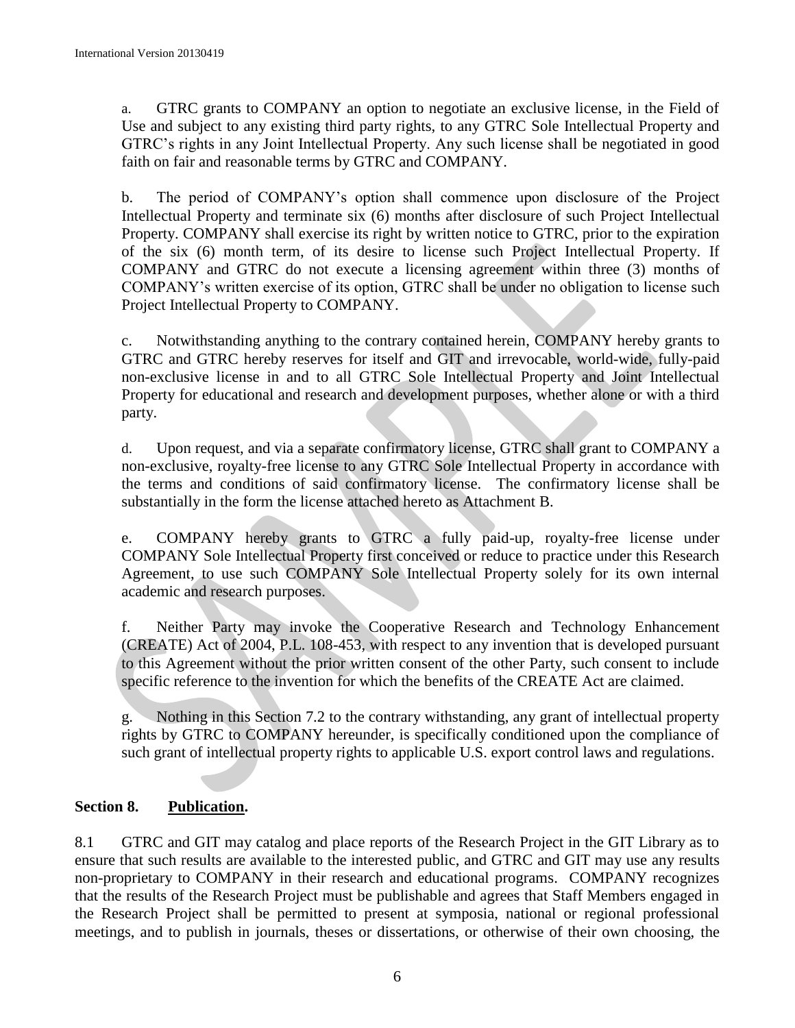a. GTRC grants to COMPANY an option to negotiate an exclusive license, in the Field of Use and subject to any existing third party rights, to any GTRC Sole Intellectual Property and GTRC's rights in any Joint Intellectual Property. Any such license shall be negotiated in good faith on fair and reasonable terms by GTRC and COMPANY.

b. The period of COMPANY's option shall commence upon disclosure of the Project Intellectual Property and terminate six (6) months after disclosure of such Project Intellectual Property. COMPANY shall exercise its right by written notice to GTRC, prior to the expiration of the six (6) month term, of its desire to license such Project Intellectual Property. If COMPANY and GTRC do not execute a licensing agreement within three (3) months of COMPANY's written exercise of its option, GTRC shall be under no obligation to license such Project Intellectual Property to COMPANY.

c. Notwithstanding anything to the contrary contained herein, COMPANY hereby grants to GTRC and GTRC hereby reserves for itself and GIT and irrevocable, world-wide, fully-paid non-exclusive license in and to all GTRC Sole Intellectual Property and Joint Intellectual Property for educational and research and development purposes, whether alone or with a third party.

d. Upon request, and via a separate confirmatory license, GTRC shall grant to COMPANY a non-exclusive, royalty-free license to any GTRC Sole Intellectual Property in accordance with the terms and conditions of said confirmatory license. The confirmatory license shall be substantially in the form the license attached hereto as Attachment B.

e. COMPANY hereby grants to GTRC a fully paid-up, royalty-free license under COMPANY Sole Intellectual Property first conceived or reduce to practice under this Research Agreement, to use such COMPANY Sole Intellectual Property solely for its own internal academic and research purposes.

f. Neither Party may invoke the Cooperative Research and Technology Enhancement (CREATE) Act of 2004, P.L. 108-453, with respect to any invention that is developed pursuant to this Agreement without the prior written consent of the other Party, such consent to include specific reference to the invention for which the benefits of the CREATE Act are claimed.

g. Nothing in this Section 7.2 to the contrary withstanding, any grant of intellectual property rights by GTRC to COMPANY hereunder, is specifically conditioned upon the compliance of such grant of intellectual property rights to applicable U.S. export control laws and regulations.

## Section 8. Publication.

8.1 GTRC and GIT may catalog and place reports of the Research Project in the GIT Library as to ensure that such results are available to the interested public, and GTRC and GIT may use any results non-proprietary to COMPANY in their research and educational programs. COMPANY recognizes that the results of the Research Project must be publishable and agrees that Staff Members engaged in the Research Project shall be permitted to present at symposia, national or regional professional meetings, and to publish in journals, theses or dissertations, or otherwise of their own choosing, the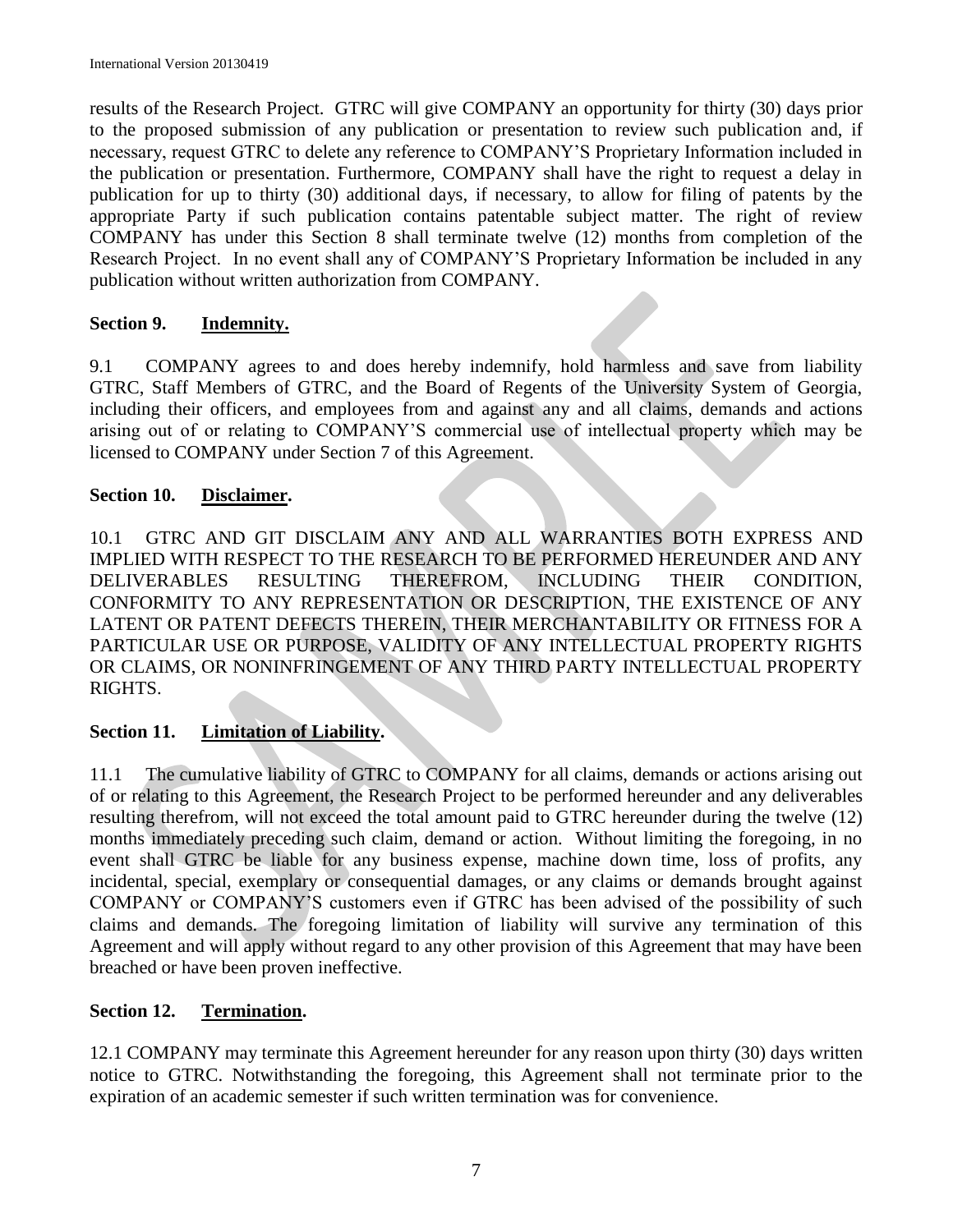results of the Research Project. GTRC will give COMPANY an opportunity for thirty (30) days prior to the proposed submission of any publication or presentation to review such publication and, if necessary, request GTRC to delete any reference to COMPANY'S Proprietary Information included in the publication or presentation. Furthermore, COMPANY shall have the right to request a delay in publication for up to thirty (30) additional days, if necessary, to allow for filing of patents by the appropriate Party if such publication contains patentable subject matter. The right of review COMPANY has under this Section 8 shall terminate twelve (12) months from completion of the Research Project. In no event shall any of COMPANY'S Proprietary Information be included in any publication without written authorization from COMPANY.

## Section 9. Indemnity.

9.1 COMPANY agrees to and does hereby indemnify, hold harmless and save from liability GTRC, Staff Members of GTRC, and the Board of Regents of the University System of Georgia, including their officers, and employees from and against any and all claims, demands and actions arising out of or relating to COMPANY'S commercial use of intellectual property which may be licensed to COMPANY under Section 7 of this Agreement.

## Section 10. Disclaimer.

10.1 GTRC AND GIT DISCLAIM ANY AND ALL WARRANTIES BOTH EXPRESS AND IMPLIED WITH RESPECT TO THE RESEARCH TO BE PERFORMED HEREUNDER AND ANY DELIVERABLES RESULTING THEREFROM, INCLUDING THEIR CONDITION, CONFORMITY TO ANY REPRESENTATION OR DESCRIPTION, THE EXISTENCE OF ANY LATENT OR PATENT DEFECTS THEREIN, THEIR MERCHANTABILITY OR FITNESS FOR A PARTICULAR USE OR PURPOSE, VALIDITY OF ANY INTELLECTUAL PROPERTY RIGHTS OR CLAIMS, OR NONINFRINGEMENT OF ANY THIRD PARTY INTELLECTUAL PROPERTY RIGHTS.

## Section 11. Limitation of Liability.

11.1 The cumulative liability of GTRC to COMPANY for all claims, demands or actions arising out of or relating to this Agreement, the Research Project to be performed hereunder and any deliverables resulting therefrom, will not exceed the total amount paid to GTRC hereunder during the twelve (12) months immediately preceding such claim, demand or action. Without limiting the foregoing, in no event shall GTRC be liable for any business expense, machine down time, loss of profits, any incidental, special, exemplary or consequential damages, or any claims or demands brought against COMPANY or COMPANY'S customers even if GTRC has been advised of the possibility of such claims and demands. The foregoing limitation of liability will survive any termination of this Agreement and will apply without regard to any other provision of this Agreement that may have been breached or have been proven ineffective.

## Section 12. Termination.

12.1 COMPANY may terminate this Agreement hereunder for any reason upon thirty (30) days written notice to GTRC. Notwithstanding the foregoing, this Agreement shall not terminate prior to the expiration of an academic semester if such written termination was for convenience.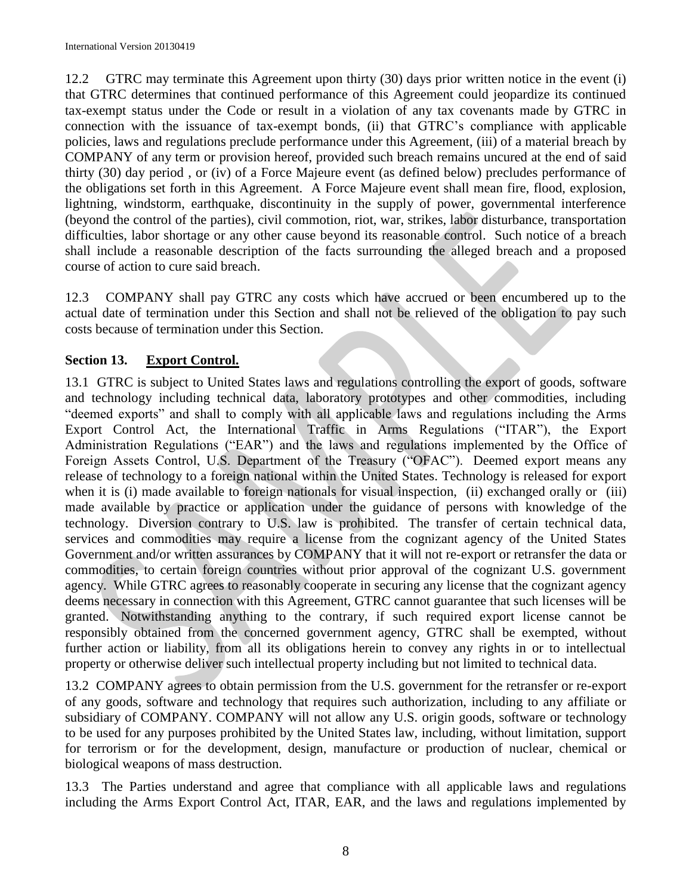12.2 GTRC may terminate this Agreement upon thirty (30) days prior written notice in the event (i) that GTRC determines that continued performance of this Agreement could jeopardize its continued tax-exempt status under the Code or result in a violation of any tax covenants made by GTRC in connection with the issuance of tax-exempt bonds, (ii) that GTRC's compliance with applicable policies, laws and regulations preclude performance under this Agreement, (iii) of a material breach by COMPANY of any term or provision hereof, provided such breach remains uncured at the end of said thirty (30) day period , or (iv) of a Force Majeure event (as defined below) precludes performance of the obligations set forth in this Agreement. A Force Majeure event shall mean fire, flood, explosion, lightning, windstorm, earthquake, discontinuity in the supply of power, governmental interference (beyond the control of the parties), civil commotion, riot, war, strikes, labor disturbance, transportation difficulties, labor shortage or any other cause beyond its reasonable control. Such notice of a breach shall include a reasonable description of the facts surrounding the alleged breach and a proposed course of action to cure said breach.

12.3 COMPANY shall pay GTRC any costs which have accrued or been encumbered up to the actual date of termination under this Section and shall not be relieved of the obligation to pay such costs because of termination under this Section.

## Section 13. Export Control.

13.1 GTRC is subject to United States laws and regulations controlling the export of goods, software and technology including technical data, laboratory prototypes and other commodities, including "deemed exports" and shall to comply with all applicable laws and regulations including the Arms Export Control Act, the International Traffic in Arms Regulations ("ITAR"), the Export Administration Regulations ("EAR") and the laws and regulations implemented by the Office of Foreign Assets Control, U.S. Department of the Treasury ("OFAC"). Deemed export means any release of technology to a foreign national within the United States. Technology is released for export when it is (i) made available to foreign nationals for visual inspection, (ii) exchanged orally or (iii) made available by practice or application under the guidance of persons with knowledge of the technology. Diversion contrary to U.S. law is prohibited. The transfer of certain technical data, services and commodities may require a license from the cognizant agency of the United States Government and/or written assurances by COMPANY that it will not re-export or retransfer the data or commodities, to certain foreign countries without prior approval of the cognizant U.S. government agency. While GTRC agrees to reasonably cooperate in securing any license that the cognizant agency deems necessary in connection with this Agreement, GTRC cannot guarantee that such licenses will be granted. Notwithstanding anything to the contrary, if such required export license cannot be responsibly obtained from the concerned government agency, GTRC shall be exempted, without further action or liability, from all its obligations herein to convey any rights in or to intellectual property or otherwise deliver such intellectual property including but not limited to technical data.

13.2 COMPANY agrees to obtain permission from the U.S. government for the retransfer or re-export of any goods, software and technology that requires such authorization, including to any affiliate or subsidiary of COMPANY. COMPANY will not allow any U.S. origin goods, software or technology to be used for any purposes prohibited by the United States law, including, without limitation, support for terrorism or for the development, design, manufacture or production of nuclear, chemical or biological weapons of mass destruction.

13.3 The Parties understand and agree that compliance with all applicable laws and regulations including the Arms Export Control Act, ITAR, EAR, and the laws and regulations implemented by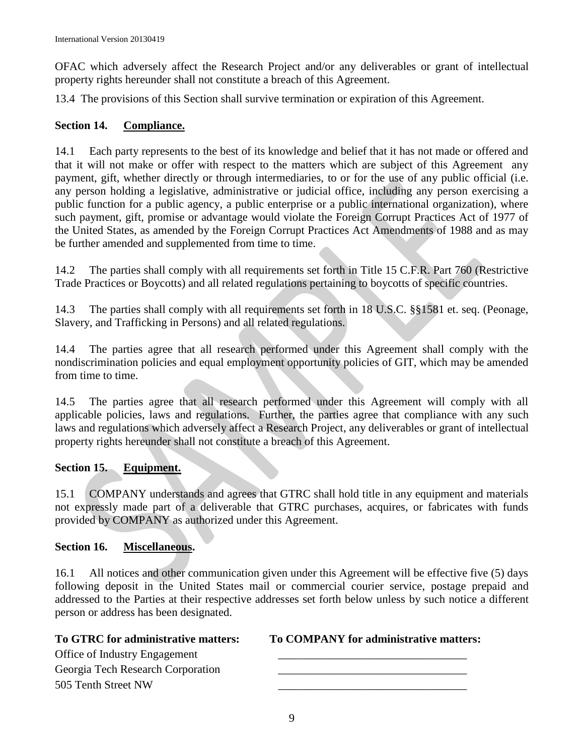OFAC which adversely affect the Research Project and/or any deliverables or grant of intellectual property rights hereunder shall not constitute a breach of this Agreement.

13.4 The provisions of this Section shall survive termination or expiration of this Agreement.

**Section 14. Compliance.**

14.1 Each party represents to the best of its knowledge and belief that it has not made or offered and that it will not make or offer with respect to the matters which are subject of this Agreement any payment, gift, whether directly or through intermediaries, to or for the use of any public official (i.e. any person holding a legislative, administrative or judicial office, including any person exercising a public function for a public agency, a public enterprise or a public international organization), where such payment, gift, promise or advantage would violate the Foreign Corrupt Practices Act of 1977 of the United States, as amended by the Foreign Corrupt Practices Act Amendments of 1988 and as may be further amended and supplemented from time to time.

14.2 The parties shall comply with all requirements set forth in Title 15 C.F.R. Part 760 (Restrictive Trade Practices or Boycotts) and all related regulations pertaining to boycotts of specific countries.

14.3 The parties shall comply with all requirements set forth in 18 U.S.C. §§1581 et. seq. (Peonage, Slavery, and Trafficking in Persons) and all related regulations.

14.4 The parties agree that all research performed under this Agreement shall comply with the nondiscrimination policies and equal employment opportunity policies of GIT, which may be amended from time to time.

14.5 The parties agree that all research performed under this Agreement will comply with all applicable policies, laws and regulations. Further, the parties agree that compliance with any such laws and regulations which adversely affect a Research Project, any deliverables or grant of intellectual property rights hereunder shall not constitute a breach of this Agreement.

**Section 15. Equipment.**

15.1 COMPANY understands and agrees that GTRC shall hold title in any equipment and materials not expressly made part of a deliverable that GTRC purchases, acquires, or fabricates with funds provided by COMPANY as authorized under this Agreement.

**Section 16. Miscellaneous.**

16.1 All notices and other communication given under this Agreement will be effective five (5) days following deposit in the United States mail or commercial courier service, postage prepaid and addressed to the Parties at their respective addresses set forth below unless by such notice a different person or address has been designated.

| **To GTRC for administrative matters:** | **To COMPANY for administrative matters:** |
| --- | --- |
| Office of Industry Engagement | \_\_\_\_\_\_\_\_\_\_\_\_\_\_\_\_\_\_\_\_\_\_\_\_\_\_\_\_\_\_\_\_ |
| Georgia Tech Research Corporation | \_\_\_\_\_\_\_\_\_\_\_\_\_\_\_\_\_\_\_\_\_\_\_\_\_\_\_\_\_\_\_\_ |
| 505 Tenth Street NW | \_\_\_\_\_\_\_\_\_\_\_\_\_\_\_\_\_\_\_\_\_\_\_\_\_\_\_\_\_\_\_\_ |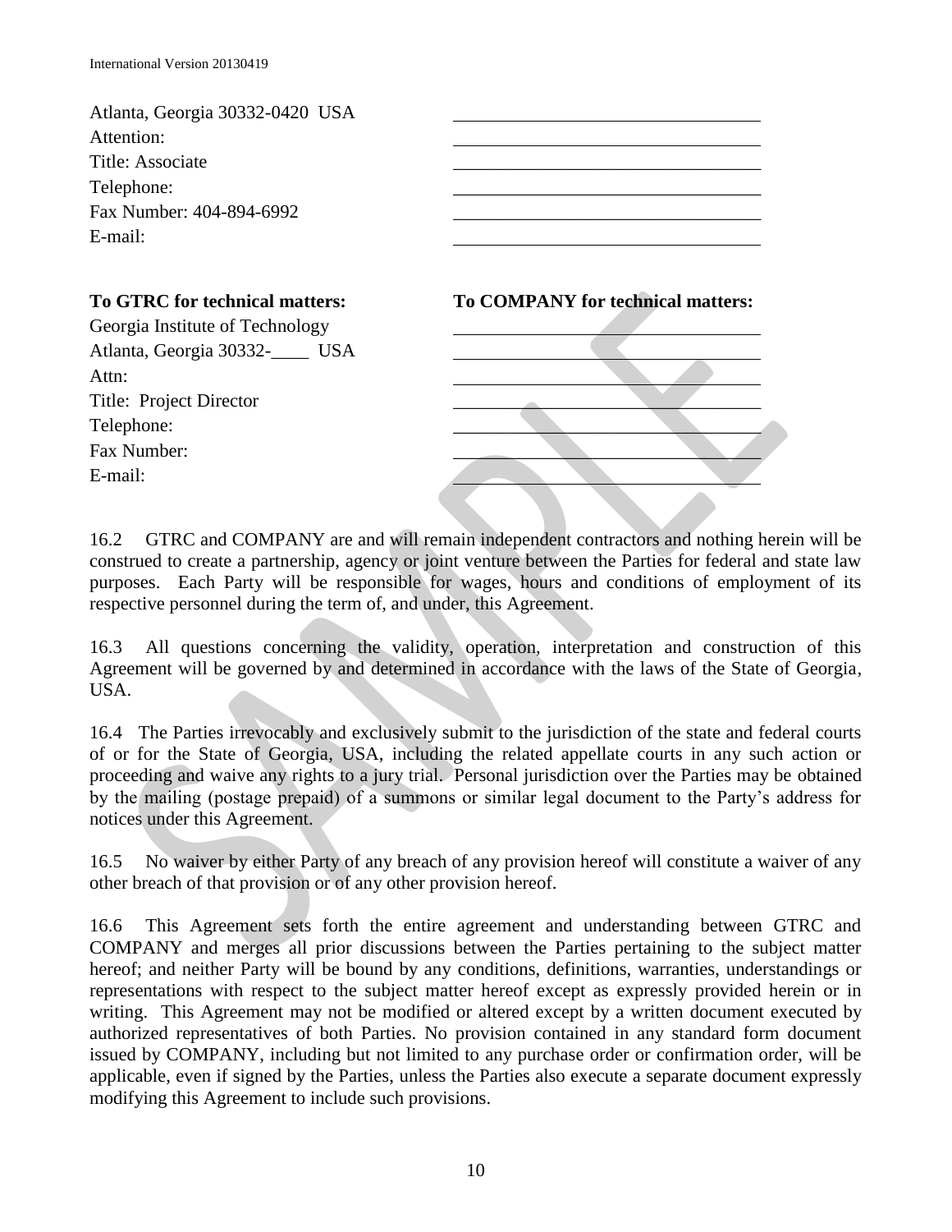| | |
|---|---|
| Atlanta, Georgia 30332-0420 USA | __________________________________ |
| Attention: | __________________________________ |
| Title: Associate | __________________________________ |
| Telephone: | __________________________________ |
| Fax Number: 404-894-6992 | __________________________________ |
| E-mail: | __________________________________ |

| **To GTRC for technical matters:** | **To COMPANY for technical matters:** |
|---|---|
| Georgia Institute of Technology | __________________________________ |
| Atlanta, Georgia 30332-____ USA | __________________________________ |
| Attn: | __________________________________ |
| Title: Project Director | __________________________________ |
| Telephone: | __________________________________ |
| Fax Number: | __________________________________ |
| E-mail: | __________________________________ |

16.2 GTRC and COMPANY are and will remain independent contractors and nothing herein will be construed to create a partnership, agency or joint venture between the Parties for federal and state law purposes. Each Party will be responsible for wages, hours and conditions of employment of its respective personnel during the term of, and under, this Agreement.

16.3 All questions concerning the validity, operation, interpretation and construction of this Agreement will be governed by and determined in accordance with the laws of the State of Georgia, USA.

16.4 The Parties irrevocably and exclusively submit to the jurisdiction of the state and federal courts of or for the State of Georgia, USA, including the related appellate courts in any such action or proceeding and waive any rights to a jury trial. Personal jurisdiction over the Parties may be obtained by the mailing (postage prepaid) of a summons or similar legal document to the Party's address for notices under this Agreement.

16.5 No waiver by either Party of any breach of any provision hereof will constitute a waiver of any other breach of that provision or of any other provision hereof.

16.6 This Agreement sets forth the entire agreement and understanding between GTRC and COMPANY and merges all prior discussions between the Parties pertaining to the subject matter hereof; and neither Party will be bound by any conditions, definitions, warranties, understandings or representations with respect to the subject matter hereof except as expressly provided herein or in writing. This Agreement may not be modified or altered except by a written document executed by authorized representatives of both Parties. No provision contained in any standard form document issued by COMPANY, including but not limited to any purchase order or confirmation order, will be applicable, even if signed by the Parties, unless the Parties also execute a separate document expressly modifying this Agreement to include such provisions.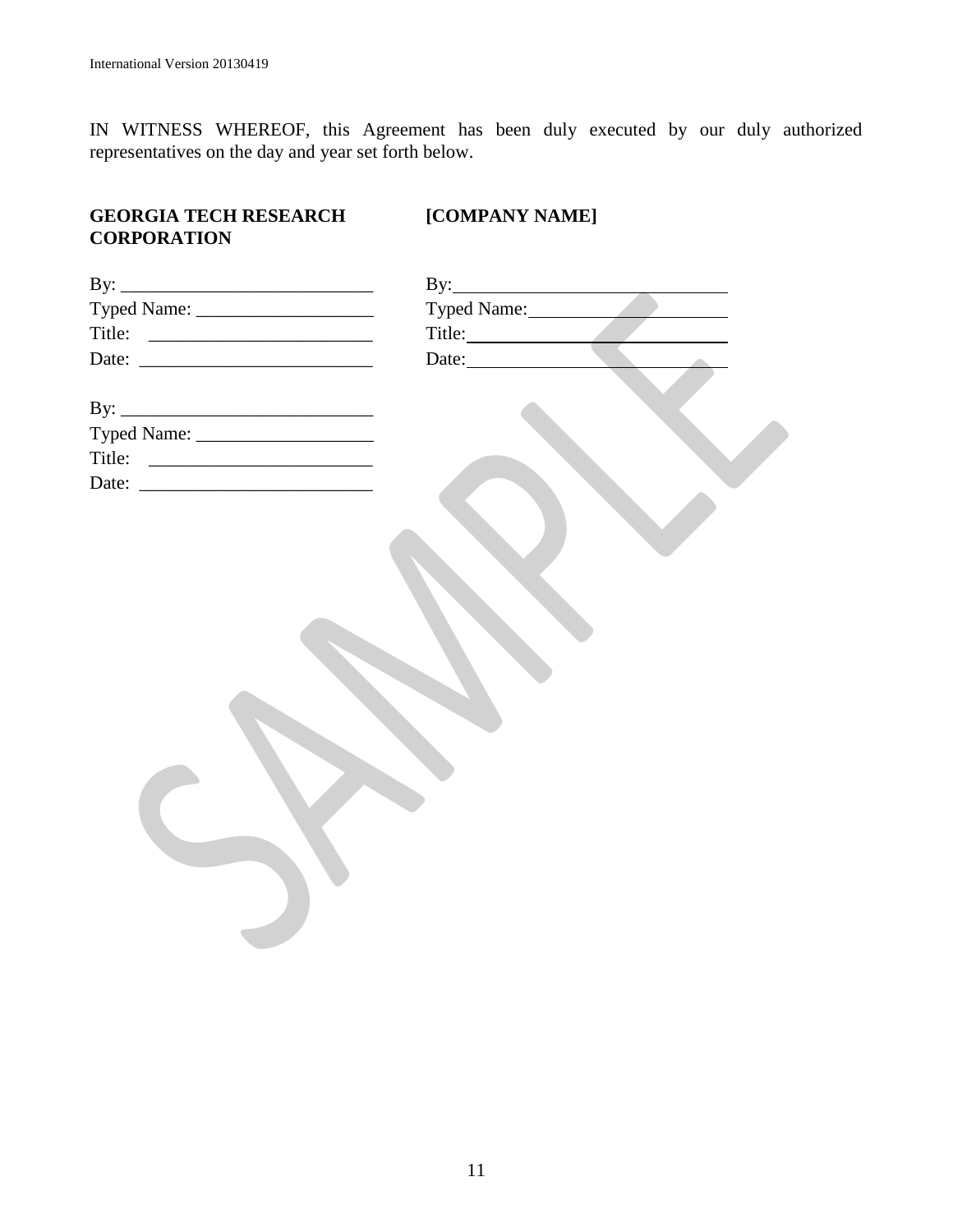IN WITNESS WHEREOF, this Agreement has been duly executed by our duly authorized representatives on the day and year set forth below.

**GEORGIA TECH RESEARCH CORPORATION**

By: ___________________________
Typed Name: ___________________
Title: ________________________
Date: _________________________

By: ___________________________
Typed Name: ___________________
Title: ________________________
Date: _________________________

**[COMPANY NAME]**

By: ___________________________
Typed Name: ___________________
Title: ________________________
Date: _________________________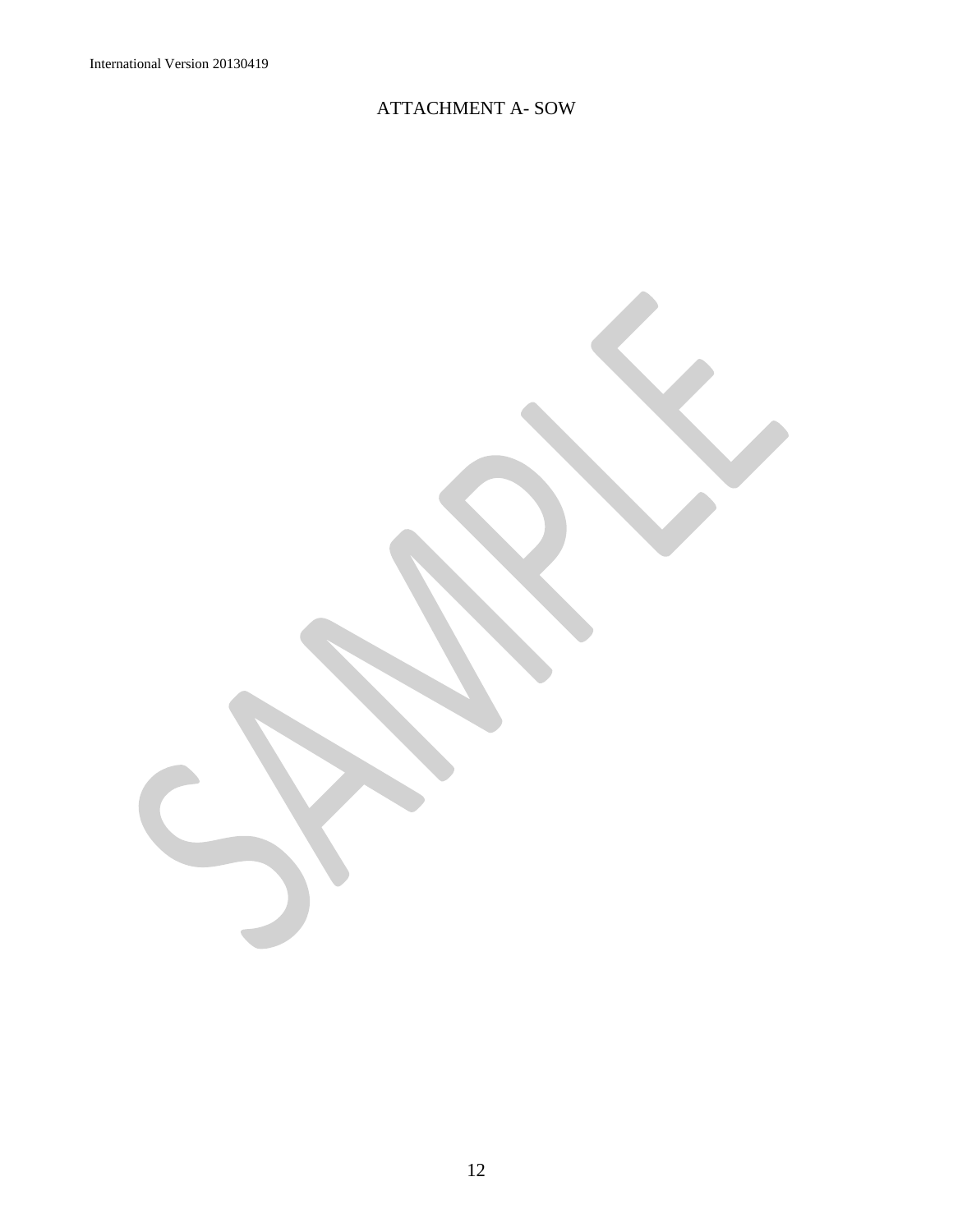# ATTACHMENT A- SOW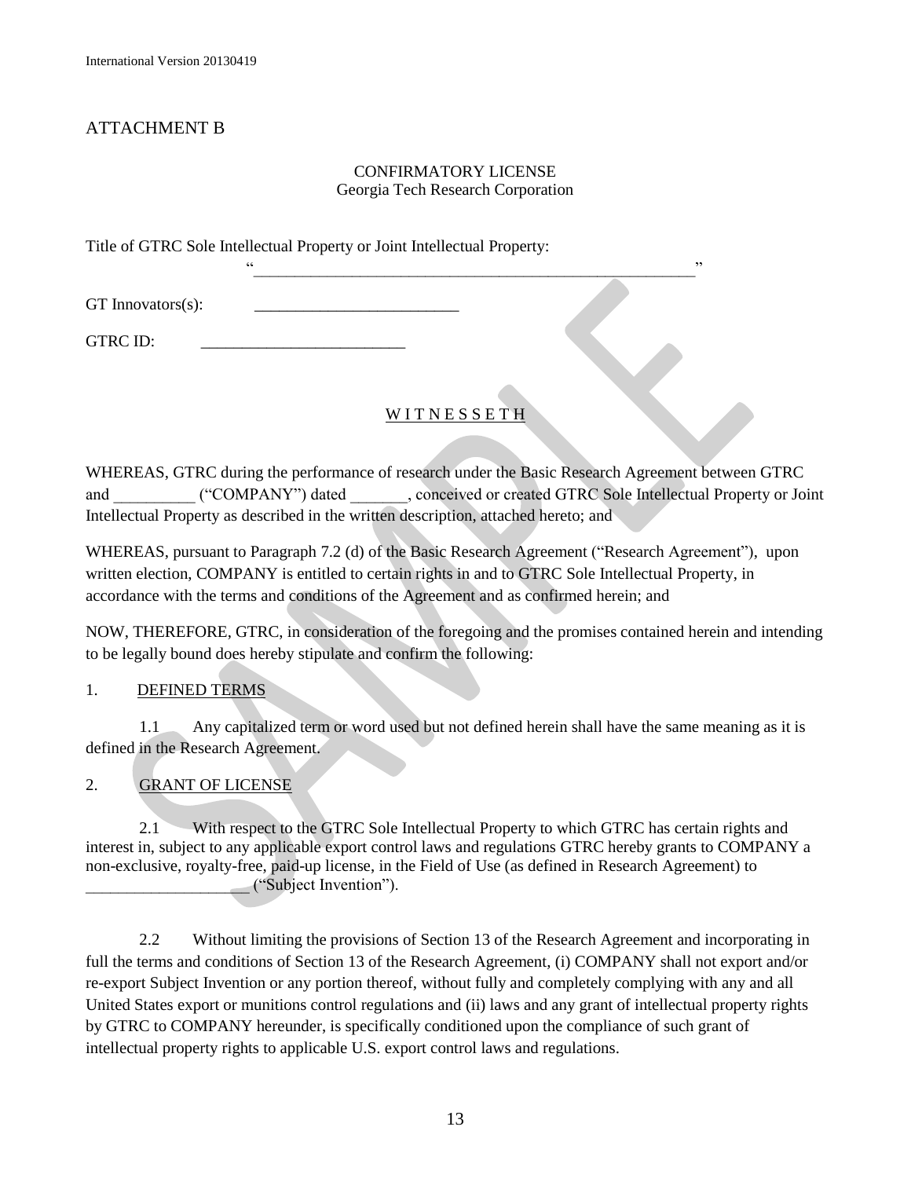# ATTACHMENT B

CONFIRMATORY LICENSE
Georgia Tech Research Corporation

Title of GTRC Sole Intellectual Property or Joint Intellectual Property:
"_______________________________________________________"

GT Innovators(s): _________________________

GTRC ID: _________________________

W I T N E S S E T H

WHEREAS, GTRC during the performance of research under the Basic Research Agreement between GTRC and __________ ("COMPANY") dated _______, conceived or created GTRC Sole Intellectual Property or Joint Intellectual Property as described in the written description, attached hereto; and

WHEREAS, pursuant to Paragraph 7.2 (d) of the Basic Research Agreement ("Research Agreement"), upon written election, COMPANY is entitled to certain rights in and to GTRC Sole Intellectual Property, in accordance with the terms and conditions of the Agreement and as confirmed herein; and

NOW, THEREFORE, GTRC, in consideration of the foregoing and the promises contained herein and intending to be legally bound does hereby stipulate and confirm the following:

1. DEFINED TERMS

1.1 Any capitalized term or word used but not defined herein shall have the same meaning as it is defined in the Research Agreement.

2. GRANT OF LICENSE

2.1 With respect to the GTRC Sole Intellectual Property to which GTRC has certain rights and interest in, subject to any applicable export control laws and regulations GTRC hereby grants to COMPANY a non-exclusive, royalty-free, paid-up license, in the Field of Use (as defined in Research Agreement) to ____________________ ("Subject Invention").

2.2 Without limiting the provisions of Section 13 of the Research Agreement and incorporating in full the terms and conditions of Section 13 of the Research Agreement, (i) COMPANY shall not export and/or re-export Subject Invention or any portion thereof, without fully and completely complying with any and all United States export or munitions control regulations and (ii) laws and any grant of intellectual property rights by GTRC to COMPANY hereunder, is specifically conditioned upon the compliance of such grant of intellectual property rights to applicable U.S. export control laws and regulations.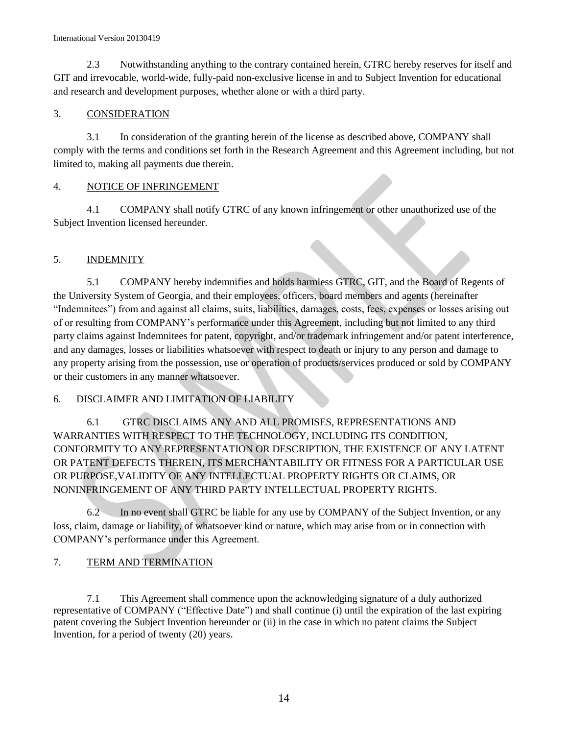2.3 Notwithstanding anything to the contrary contained herein, GTRC hereby reserves for itself and GIT and irrevocable, world-wide, fully-paid non-exclusive license in and to Subject Invention for educational and research and development purposes, whether alone or with a third party.

3. CONSIDERATION

3.1 In consideration of the granting herein of the license as described above, COMPANY shall comply with the terms and conditions set forth in the Research Agreement and this Agreement including, but not limited to, making all payments due therein.

4. NOTICE OF INFRINGEMENT

4.1 COMPANY shall notify GTRC of any known infringement or other unauthorized use of the Subject Invention licensed hereunder.

5. INDEMNITY

5.1 COMPANY hereby indemnifies and holds harmless GTRC, GIT, and the Board of Regents of the University System of Georgia, and their employees, officers, board members and agents (hereinafter "Indemnitees") from and against all claims, suits, liabilities, damages, costs, fees, expenses or losses arising out of or resulting from COMPANY's performance under this Agreement, including but not limited to any third party claims against Indemnitees for patent, copyright, and/or trademark infringement and/or patent interference, and any damages, losses or liabilities whatsoever with respect to death or injury to any person and damage to any property arising from the possession, use or operation of products/services produced or sold by COMPANY or their customers in any manner whatsoever.

6. DISCLAIMER AND LIMITATION OF LIABILITY

6.1 GTRC DISCLAIMS ANY AND ALL PROMISES, REPRESENTATIONS AND WARRANTIES WITH RESPECT TO THE TECHNOLOGY, INCLUDING ITS CONDITION, CONFORMITY TO ANY REPRESENTATION OR DESCRIPTION, THE EXISTENCE OF ANY LATENT OR PATENT DEFECTS THEREIN, ITS MERCHANTABILITY OR FITNESS FOR A PARTICULAR USE OR PURPOSE,VALIDITY OF ANY INTELLECTUAL PROPERTY RIGHTS OR CLAIMS, OR NONINFRINGEMENT OF ANY THIRD PARTY INTELLECTUAL PROPERTY RIGHTS.

6.2 In no event shall GTRC be liable for any use by COMPANY of the Subject Invention, or any loss, claim, damage or liability, of whatsoever kind or nature, which may arise from or in connection with COMPANY's performance under this Agreement.

7. TERM AND TERMINATION

7.1 This Agreement shall commence upon the acknowledging signature of a duly authorized representative of COMPANY ("Effective Date") and shall continue (i) until the expiration of the last expiring patent covering the Subject Invention hereunder or (ii) in the case in which no patent claims the Subject Invention, for a period of twenty (20) years.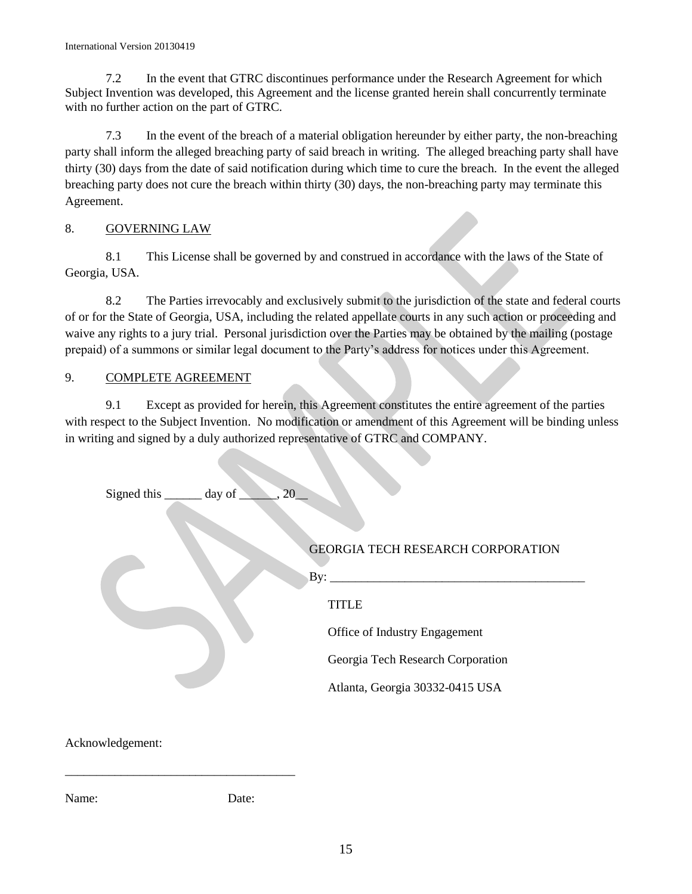7.2 In the event that GTRC discontinues performance under the Research Agreement for which Subject Invention was developed, this Agreement and the license granted herein shall concurrently terminate with no further action on the part of GTRC.

7.3 In the event of the breach of a material obligation hereunder by either party, the non-breaching party shall inform the alleged breaching party of said breach in writing. The alleged breaching party shall have thirty (30) days from the date of said notification during which time to cure the breach. In the event the alleged breaching party does not cure the breach within thirty (30) days, the non-breaching party may terminate this Agreement.

## 8. GOVERNING LAW

8.1 This License shall be governed by and construed in accordance with the laws of the State of Georgia, USA.

8.2 The Parties irrevocably and exclusively submit to the jurisdiction of the state and federal courts of or for the State of Georgia, USA, including the related appellate courts in any such action or proceeding and waive any rights to a jury trial. Personal jurisdiction over the Parties may be obtained by the mailing (postage prepaid) of a summons or similar legal document to the Party's address for notices under this Agreement.

## 9. COMPLETE AGREEMENT

9.1 Except as provided for herein, this Agreement constitutes the entire agreement of the parties with respect to the Subject Invention. No modification or amendment of this Agreement will be binding unless in writing and signed by a duly authorized representative of GTRC and COMPANY.

Signed this ______ day of ______, 20__

GEORGIA TECH RESEARCH CORPORATION

By: ___________________________________________

TITLE

Office of Industry Engagement

Georgia Tech Research Corporation

Atlanta, Georgia 30332-0415 USA

Acknowledgement:

_____________________________________

Name: Date: